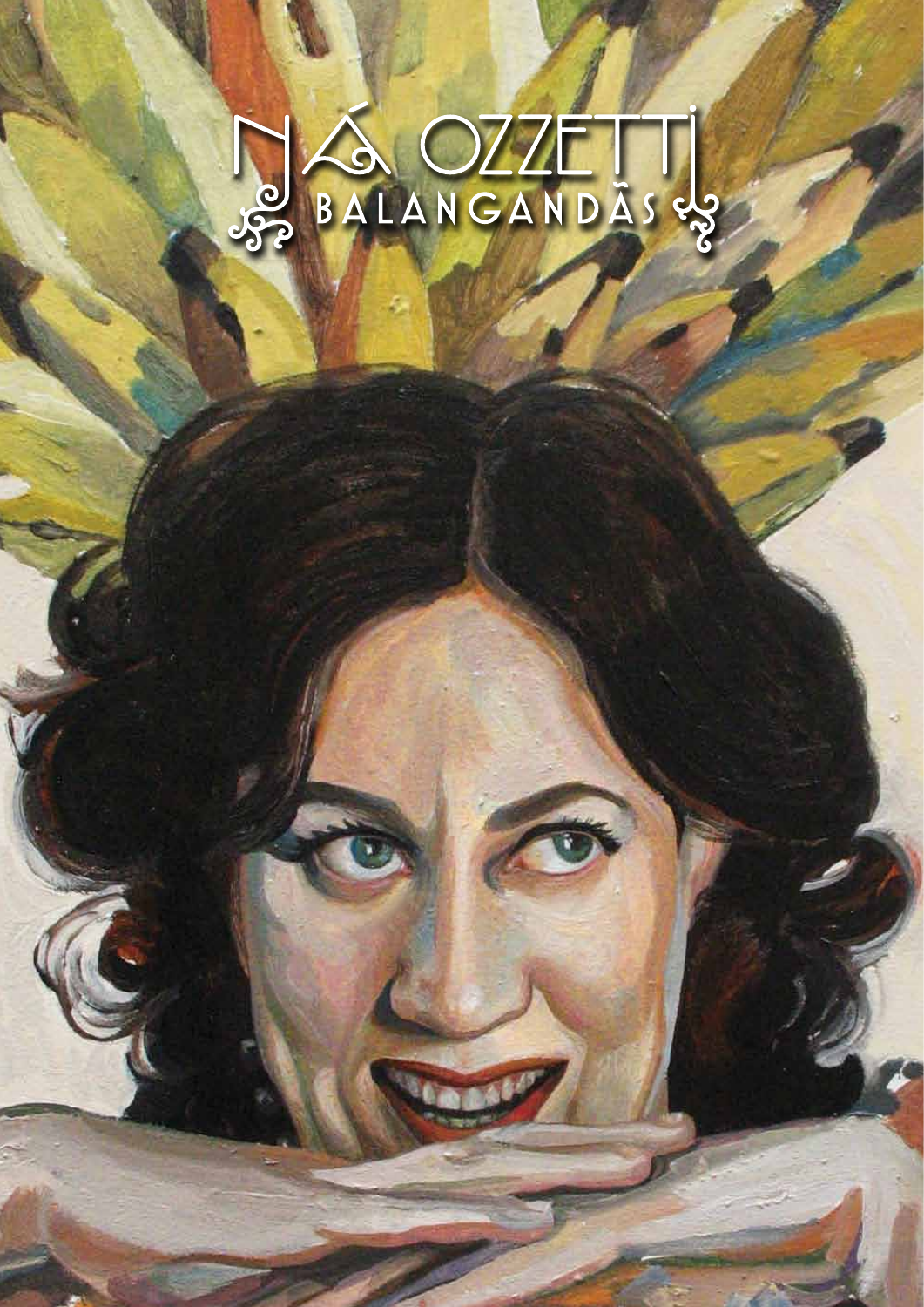# NÁ OZZETTI

## BALANGANDÃS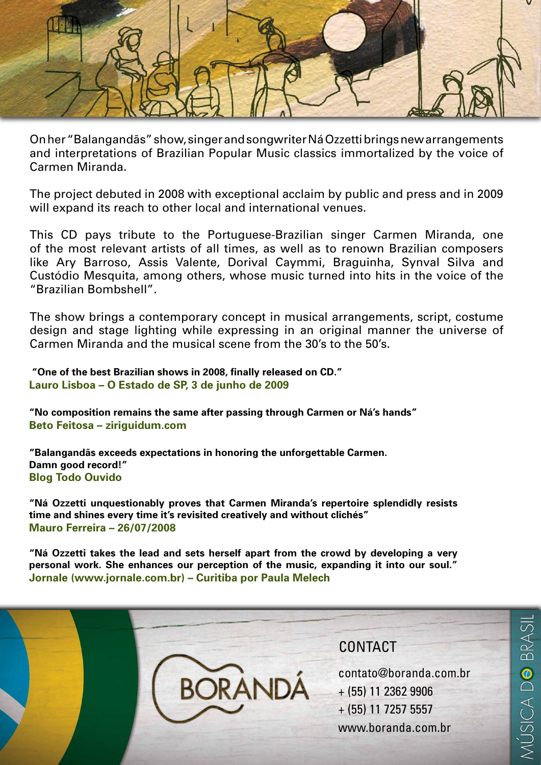On her "Balangandãs" show, singer and songwriter Ná Ozzetti brings new arrangements and interpretations of Brazilian Popular Music classics immortalized by the voice of Carmen Miranda.

The project debuted in 2008 with exceptional acclaim by public and press and in 2009 will expand its reach to other local and international venues.

This CD pays tribute to the Portuguese-Brazilian singer Carmen Miranda, one of the most relevant artists of all times, as well as to renown Brazilian composers like Ary Barroso, Assis Valente, Dorival Caymmi, Braguinha, Synval Silva and Custódio Mesquita, among others, whose music turned into hits in the voice of the "Brazilian Bombshell".

The show brings a contemporary concept in musical arrangements, script, costume design and stage lighting while expressing in an original manner the universe of Carmen Miranda and the musical scene from the 30's to the 50's.

**"One of the best Brazilian shows in 2008, finally released on CD."**
**Lauro Lisboa – O Estado de SP, 3 de junho de 2009**

**"No composition remains the same after passing through Carmen or Ná's hands"**
**Beto Feitosa – ziriguidum.com**

**"Balangandãs exceeds expectations in honoring the unforgettable Carmen. Damn good record!"**
**Blog Todo Ouvido**

**"Ná Ozzetti unquestionably proves that Carmen Miranda's repertoire splendidly resists time and shines every time it's revisited creatively and without clichés"**
**Mauro Ferreira – 26/07/2008**

**"Ná Ozzetti takes the lead and sets herself apart from the crowd by developing a very personal work. She enhances our perception of the music, expanding it into our soul."**
**Jornale (www.jornale.com.br) – Curitiba por Paula Melech**

BORANDÁ

## CONTACT

contato@boranda.com.br
+ (55) 11 2362 9906
+ (55) 11 7257 5557
www.boranda.com.br

MÚSICA DO BRASIL